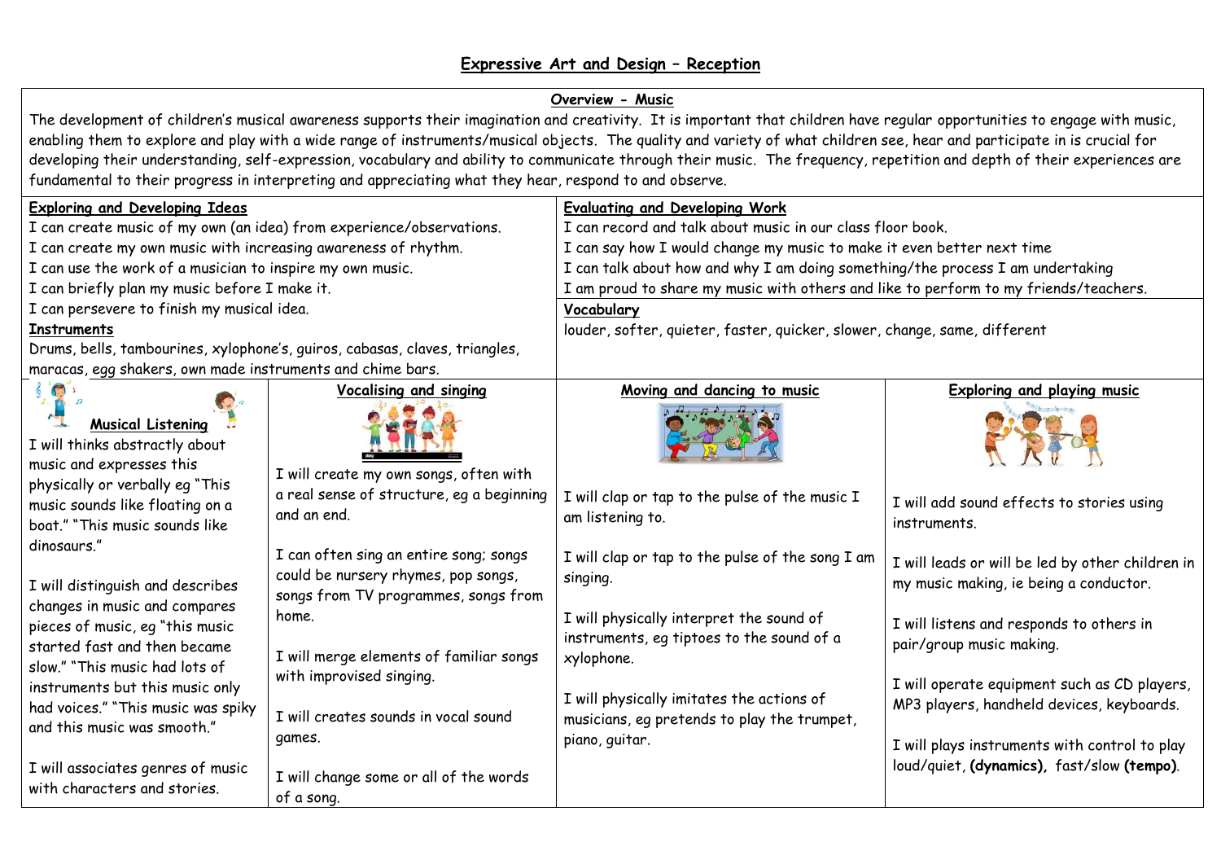# Expressive Art and Design – Reception

## Overview - Music

The development of children's musical awareness supports their imagination and creativity. It is important that children have regular opportunities to engage with music, enabling them to explore and play with a wide range of instruments/musical objects. The quality and variety of what children see, hear and participate in is crucial for developing their understanding, self-expression, vocabulary and ability to communicate through their music. The frequency, repetition and depth of their experiences are fundamental to their progress in interpreting and appreciating what they hear, respond to and observe.

### Exploring and Developing Ideas

I can create music of my own (an idea) from experience/observations.
I can create my own music with increasing awareness of rhythm.
I can use the work of a musician to inspire my own music.
I can briefly plan my music before I make it.
I can persevere to finish my musical idea.

### Instruments

Drums, bells, tambourines, xylophone's, guiros, cabasas, claves, triangles, maracas, egg shakers, own made instruments and chime bars.

### Evaluating and Developing Work

I can record and talk about music in our class floor book.
I can say how I would change my music to make it even better next time
I can talk about how and why I am doing something/the process I am undertaking
I am proud to share my music with others and like to perform to my friends/teachers.

### Vocabulary

louder, softer, quieter, faster, quicker, slower, change, same, different

| Musical Listening | Vocalising and singing | Moving and dancing to music | Exploring and playing music |
|---|---|---|---|
| I will thinks abstractly about music and expresses this physically or verbally eg "This music sounds like floating on a boat." "This music sounds like dinosaurs."<br><br>I will distinguish and describes changes in music and compares pieces of music, eg "this music started fast and then became slow." "This music had lots of instruments but this music only had voices." "This music was spiky and this music was smooth."<br><br>I will associates genres of music with characters and stories. | I will create my own songs, often with a real sense of structure, eg a beginning and an end.<br><br>I can often sing an entire song; songs could be nursery rhymes, pop songs, songs from TV programmes, songs from home.<br><br>I will merge elements of familiar songs with improvised singing.<br><br>I will creates sounds in vocal sound games.<br><br>I will change some or all of the words of a song. | I will clap or tap to the pulse of the music I am listening to.<br><br>I will clap or tap to the pulse of the song I am singing.<br><br>I will physically interpret the sound of instruments, eg tiptoes to the sound of a xylophone.<br><br>I will physically imitates the actions of musicians, eg pretends to play the trumpet, piano, guitar. | I will add sound effects to stories using instruments.<br><br>I will leads or will be led by other children in my music making, ie being a conductor.<br><br>I will listens and responds to others in pair/group music making.<br><br>I will operate equipment such as CD players, MP3 players, handheld devices, keyboards.<br><br>I will plays instruments with control to play loud/quiet, **(dynamics)**, fast/slow **(tempo)**. |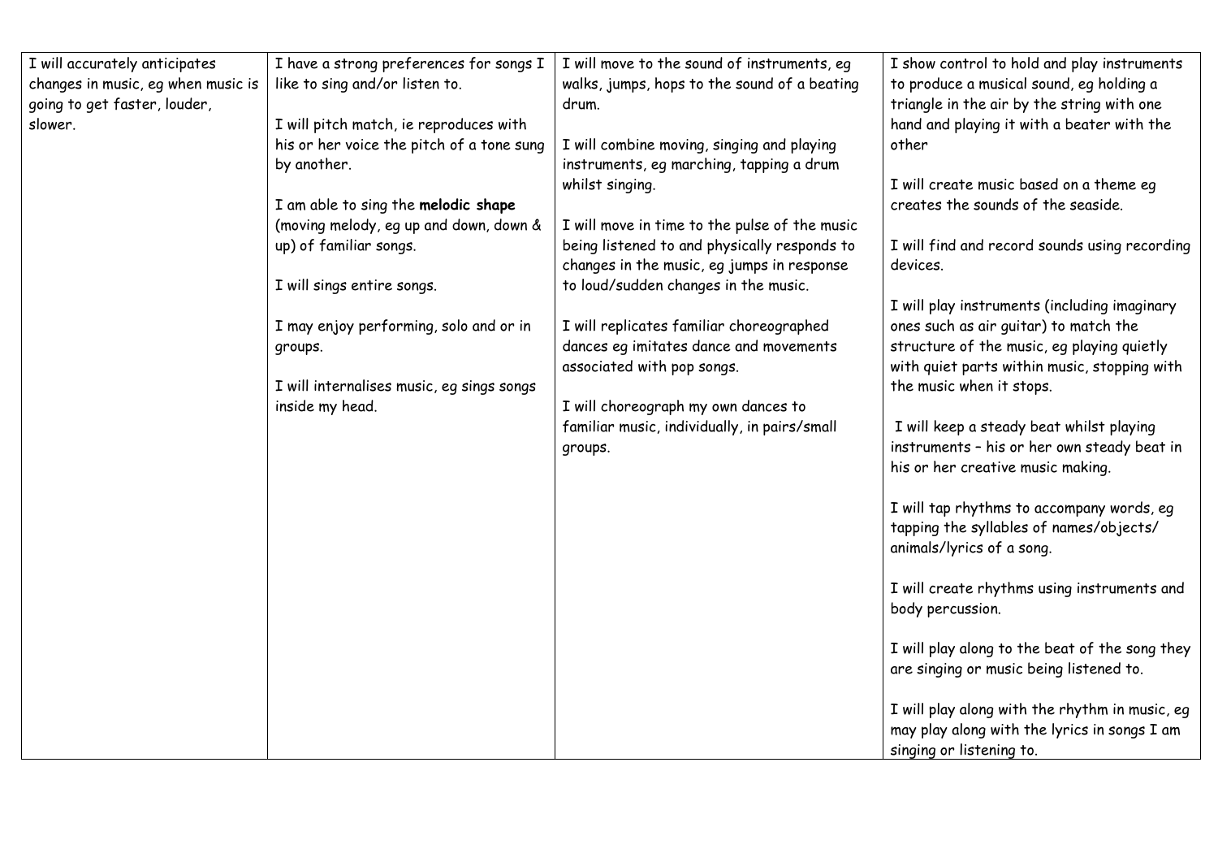| | | | |
|---|---|---|---|
| I will accurately anticipates changes in music, eg when music is going to get faster, louder, slower. | I have a strong preferences for songs I like to sing and/or listen to.<br><br>I will pitch match, ie reproduces with his or her voice the pitch of a tone sung by another.<br><br>I am able to sing the **melodic shape** (moving melody, eg up and down, down & up) of familiar songs.<br><br>I will sings entire songs.<br><br>I may enjoy performing, solo and or in groups.<br><br>I will internalises music, eg sings songs inside my head. | I will move to the sound of instruments, eg walks, jumps, hops to the sound of a beating drum.<br><br>I will combine moving, singing and playing instruments, eg marching, tapping a drum whilst singing.<br><br>I will move in time to the pulse of the music being listened to and physically responds to changes in the music, eg jumps in response to loud/sudden changes in the music.<br><br>I will replicates familiar choreographed dances eg imitates dance and movements associated with pop songs.<br><br>I will choreograph my own dances to familiar music, individually, in pairs/small groups. | I show control to hold and play instruments to produce a musical sound, eg holding a triangle in the air by the string with one hand and playing it with a beater with the other<br><br>I will create music based on a theme eg creates the sounds of the seaside.<br><br>I will find and record sounds using recording devices.<br><br>I will play instruments (including imaginary ones such as air guitar) to match the structure of the music, eg playing quietly with quiet parts within music, stopping with the music when it stops.<br><br>I will keep a steady beat whilst playing instruments – his or her own steady beat in his or her creative music making.<br><br>I will tap rhythms to accompany words, eg tapping the syllables of names/objects/ animals/lyrics of a song.<br><br>I will create rhythms using instruments and body percussion.<br><br>I will play along to the beat of the song they are singing or music being listened to.<br><br>I will play along with the rhythm in music, eg may play along with the lyrics in songs I am singing or listening to. |